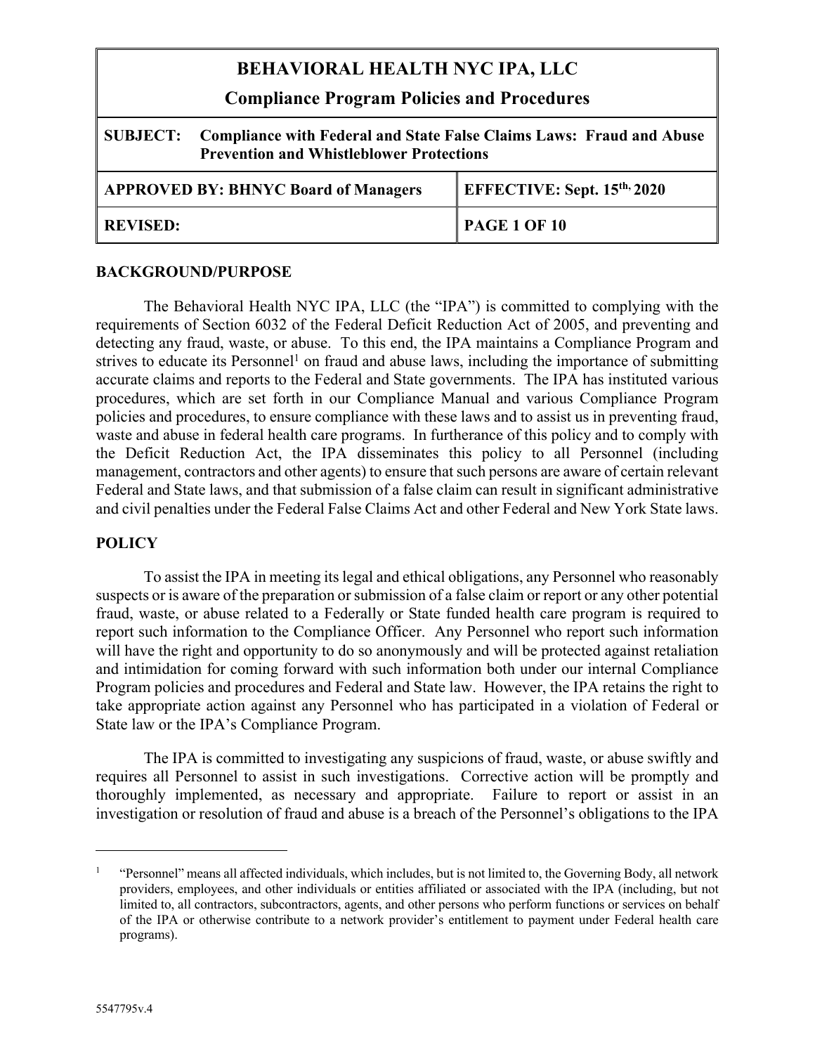# BEHAVIORAL HEALTH NYC IPA, LLC

## Compliance Program Policies and Procedures

| | |
|---|---|
| **SUBJECT: Compliance with Federal and State False Claims Laws: Fraud and Abuse Prevention and Whistleblower Protections** | |
| **APPROVED BY: BHNYC Board of Managers** | **EFFECTIVE: Sept. 15th, 2020** |
| **REVISED:** | |

### BACKGROUND/PURPOSE

The Behavioral Health NYC IPA, LLC (the "IPA") is committed to complying with the requirements of Section 6032 of the Federal Deficit Reduction Act of 2005, and preventing and detecting any fraud, waste, or abuse. To this end, the IPA maintains a Compliance Program and strives to educate its Personnel[1] on fraud and abuse laws, including the importance of submitting accurate claims and reports to the Federal and State governments. The IPA has instituted various procedures, which are set forth in our Compliance Manual and various Compliance Program policies and procedures, to ensure compliance with these laws and to assist us in preventing fraud, waste and abuse in federal health care programs. In furtherance of this policy and to comply with the Deficit Reduction Act, the IPA disseminates this policy to all Personnel (including management, contractors and other agents) to ensure that such persons are aware of certain relevant Federal and State laws, and that submission of a false claim can result in significant administrative and civil penalties under the Federal False Claims Act and other Federal and New York State laws.

### POLICY

To assist the IPA in meeting its legal and ethical obligations, any Personnel who reasonably suspects or is aware of the preparation or submission of a false claim or report or any other potential fraud, waste, or abuse related to a Federally or State funded health care program is required to report such information to the Compliance Officer. Any Personnel who report such information will have the right and opportunity to do so anonymously and will be protected against retaliation and intimidation for coming forward with such information both under our internal Compliance Program policies and procedures and Federal and State law. However, the IPA retains the right to take appropriate action against any Personnel who has participated in a violation of Federal or State law or the IPA's Compliance Program.

The IPA is committed to investigating any suspicions of fraud, waste, or abuse swiftly and requires all Personnel to assist in such investigations. Corrective action will be promptly and thoroughly implemented, as necessary and appropriate. Failure to report or assist in an investigation or resolution of fraud and abuse is a breach of the Personnel's obligations to the IPA

[1] "Personnel" means all affected individuals, which includes, but is not limited to, the Governing Body, all network providers, employees, and other individuals or entities affiliated or associated with the IPA (including, but not limited to, all contractors, subcontractors, agents, and other persons who perform functions or services on behalf of the IPA or otherwise contribute to a network provider's entitlement to payment under Federal health care programs).

5547795v.4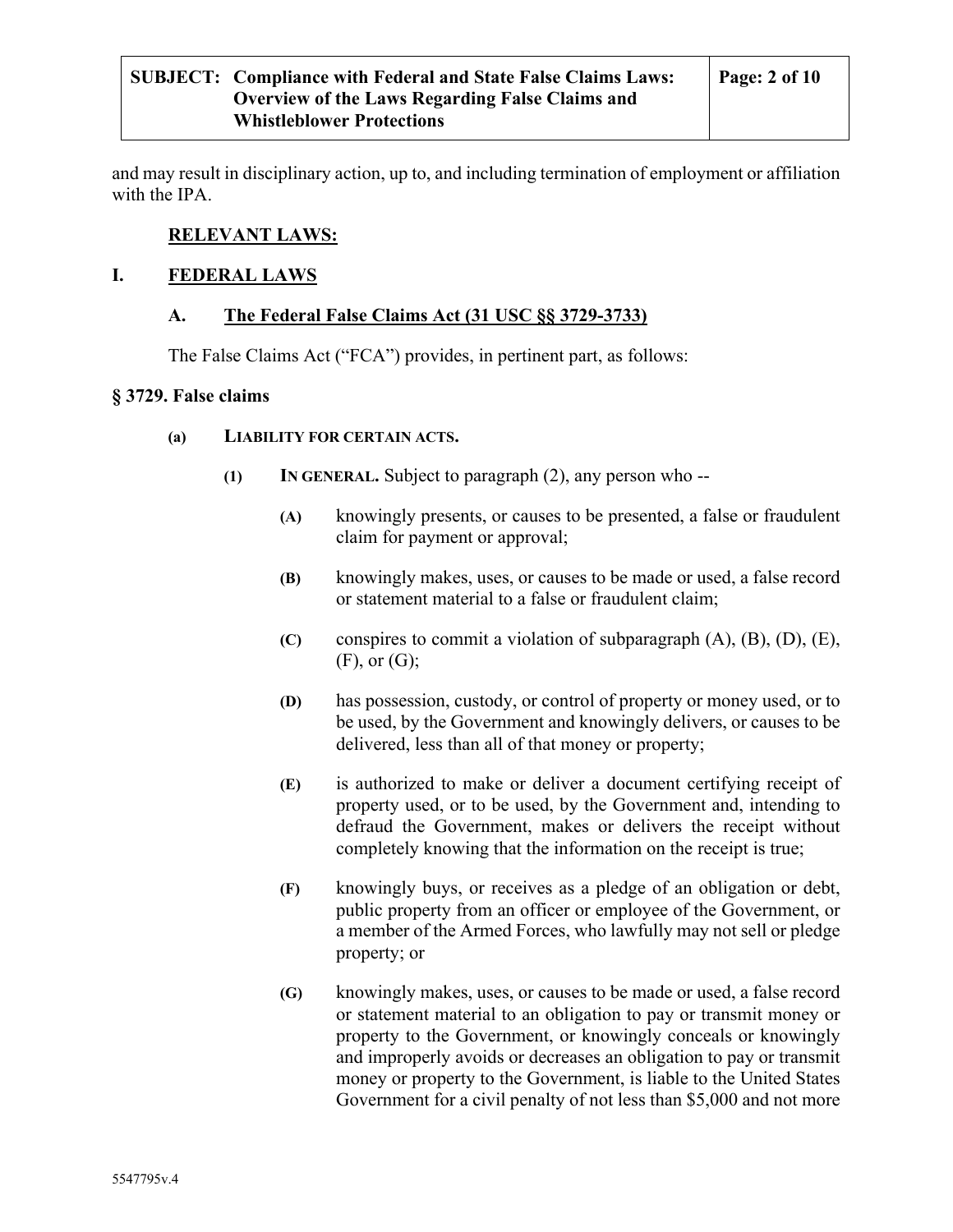and may result in disciplinary action, up to, and including termination of employment or affiliation with the IPA.

## RELEVANT LAWS:

## I. FEDERAL LAWS

### A. The Federal False Claims Act (31 USC §§ 3729-3733)

The False Claims Act ("FCA") provides, in pertinent part, as follows:

#### § 3729. False claims

**(a) LIABILITY FOR CERTAIN ACTS.**

**(1) IN GENERAL.** Subject to paragraph (2), any person who --

**(A)** knowingly presents, or causes to be presented, a false or fraudulent claim for payment or approval;

**(B)** knowingly makes, uses, or causes to be made or used, a false record or statement material to a false or fraudulent claim;

**(C)** conspires to commit a violation of subparagraph (A), (B), (D), (E), (F), or (G);

**(D)** has possession, custody, or control of property or money used, or to be used, by the Government and knowingly delivers, or causes to be delivered, less than all of that money or property;

**(E)** is authorized to make or deliver a document certifying receipt of property used, or to be used, by the Government and, intending to defraud the Government, makes or delivers the receipt without completely knowing that the information on the receipt is true;

**(F)** knowingly buys, or receives as a pledge of an obligation or debt, public property from an officer or employee of the Government, or a member of the Armed Forces, who lawfully may not sell or pledge property; or

**(G)** knowingly makes, uses, or causes to be made or used, a false record or statement material to an obligation to pay or transmit money or property to the Government, or knowingly conceals or knowingly and improperly avoids or decreases an obligation to pay or transmit money or property to the Government, is liable to the United States Government for a civil penalty of not less than $5,000 and not more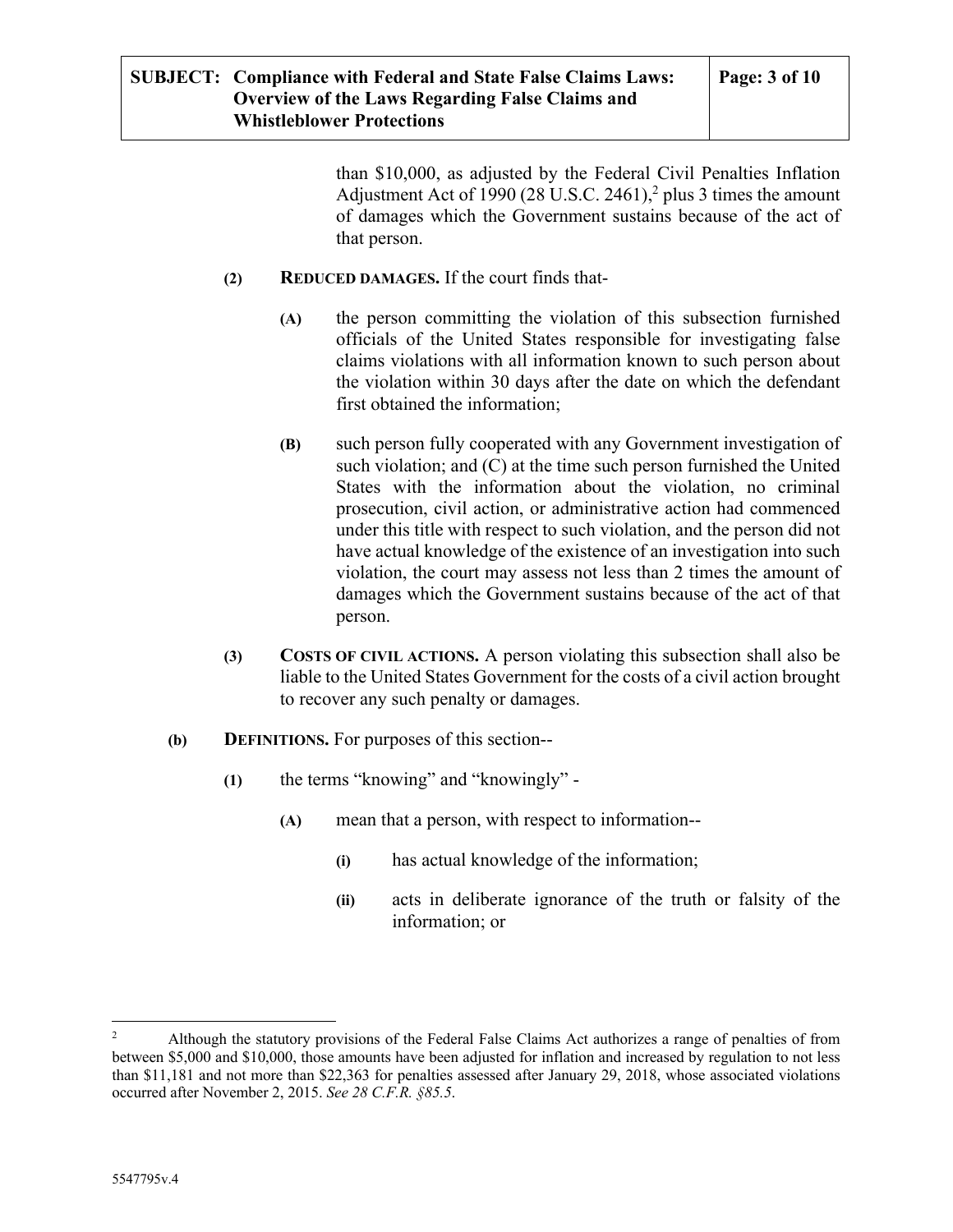than $10,000, as adjusted by the Federal Civil Penalties Inflation Adjustment Act of 1990 (28 U.S.C. 2461),[2] plus 3 times the amount of damages which the Government sustains because of the act of that person.

**(2)** **REDUCED DAMAGES.** If the court finds that-

**(A)** the person committing the violation of this subsection furnished officials of the United States responsible for investigating false claims violations with all information known to such person about the violation within 30 days after the date on which the defendant first obtained the information;

**(B)** such person fully cooperated with any Government investigation of such violation; and (C) at the time such person furnished the United States with the information about the violation, no criminal prosecution, civil action, or administrative action had commenced under this title with respect to such violation, and the person did not have actual knowledge of the existence of an investigation into such violation, the court may assess not less than 2 times the amount of damages which the Government sustains because of the act of that person.

**(3)** **COSTS OF CIVIL ACTIONS.** A person violating this subsection shall also be liable to the United States Government for the costs of a civil action brought to recover any such penalty or damages.

**(b)** **DEFINITIONS.** For purposes of this section--

**(1)** the terms "knowing" and "knowingly" -

**(A)** mean that a person, with respect to information--

**(i)** has actual knowledge of the information;

**(ii)** acts in deliberate ignorance of the truth or falsity of the information; or

---

[2] Although the statutory provisions of the Federal False Claims Act authorizes a range of penalties of from between $5,000 and $10,000, those amounts have been adjusted for inflation and increased by regulation to not less than $11,181 and not more than $22,363 for penalties assessed after January 29, 2018, whose associated violations occurred after November 2, 2015. *See 28 C.F.R. §85.5.*

5547795v.4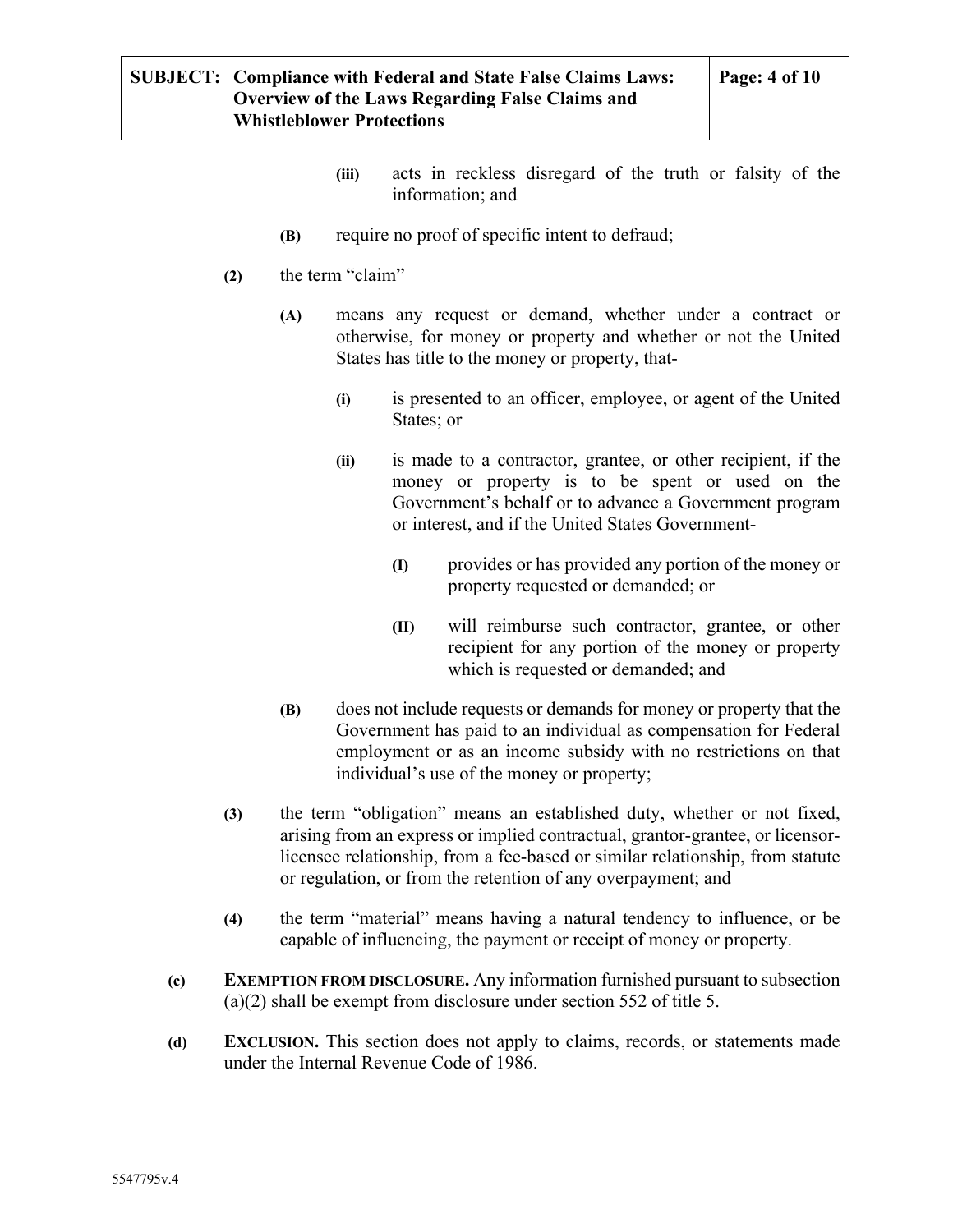(iii) acts in reckless disregard of the truth or falsity of the information; and

(B) require no proof of specific intent to defraud;

(2) the term "claim"

(A) means any request or demand, whether under a contract or otherwise, for money or property and whether or not the United States has title to the money or property, that-

(i) is presented to an officer, employee, or agent of the United States; or

(ii) is made to a contractor, grantee, or other recipient, if the money or property is to be spent or used on the Government's behalf or to advance a Government program or interest, and if the United States Government-

(I) provides or has provided any portion of the money or property requested or demanded; or

(II) will reimburse such contractor, grantee, or other recipient for any portion of the money or property which is requested or demanded; and

(B) does not include requests or demands for money or property that the Government has paid to an individual as compensation for Federal employment or as an income subsidy with no restrictions on that individual's use of the money or property;

(3) the term "obligation" means an established duty, whether or not fixed, arising from an express or implied contractual, grantor-grantee, or licensor-licensee relationship, from a fee-based or similar relationship, from statute or regulation, or from the retention of any overpayment; and

(4) the term "material" means having a natural tendency to influence, or be capable of influencing, the payment or receipt of money or property.

(c) **EXEMPTION FROM DISCLOSURE.** Any information furnished pursuant to subsection (a)(2) shall be exempt from disclosure under section 552 of title 5.

(d) **EXCLUSION.** This section does not apply to claims, records, or statements made under the Internal Revenue Code of 1986.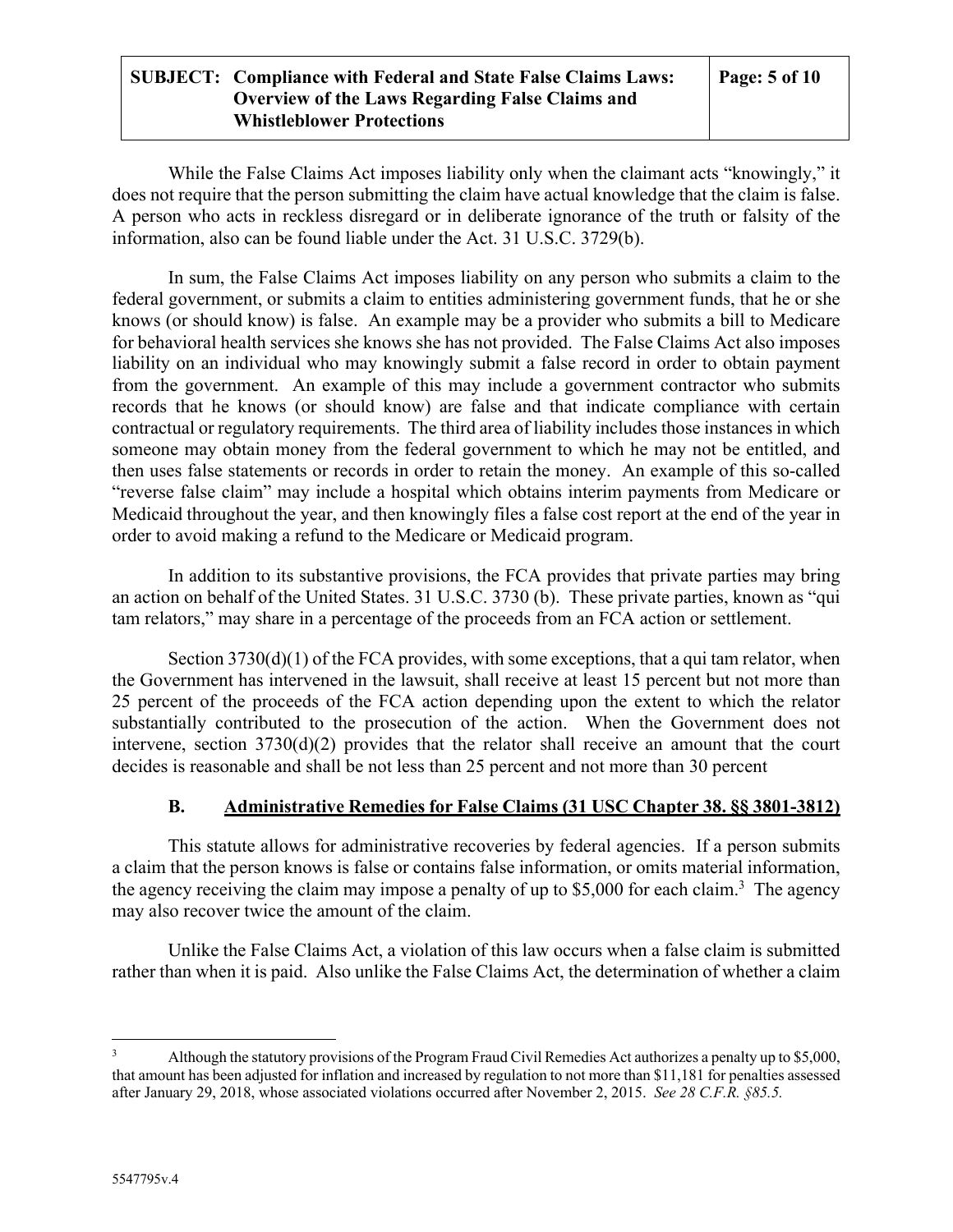While the False Claims Act imposes liability only when the claimant acts "knowingly," it does not require that the person submitting the claim have actual knowledge that the claim is false. A person who acts in reckless disregard or in deliberate ignorance of the truth or falsity of the information, also can be found liable under the Act. 31 U.S.C. 3729(b).

In sum, the False Claims Act imposes liability on any person who submits a claim to the federal government, or submits a claim to entities administering government funds, that he or she knows (or should know) is false. An example may be a provider who submits a bill to Medicare for behavioral health services she knows she has not provided. The False Claims Act also imposes liability on an individual who may knowingly submit a false record in order to obtain payment from the government. An example of this may include a government contractor who submits records that he knows (or should know) are false and that indicate compliance with certain contractual or regulatory requirements. The third area of liability includes those instances in which someone may obtain money from the federal government to which he may not be entitled, and then uses false statements or records in order to retain the money. An example of this so-called "reverse false claim" may include a hospital which obtains interim payments from Medicare or Medicaid throughout the year, and then knowingly files a false cost report at the end of the year in order to avoid making a refund to the Medicare or Medicaid program.

In addition to its substantive provisions, the FCA provides that private parties may bring an action on behalf of the United States. 31 U.S.C. 3730 (b). These private parties, known as "qui tam relators," may share in a percentage of the proceeds from an FCA action or settlement.

Section 3730(d)(1) of the FCA provides, with some exceptions, that a qui tam relator, when the Government has intervened in the lawsuit, shall receive at least 15 percent but not more than 25 percent of the proceeds of the FCA action depending upon the extent to which the relator substantially contributed to the prosecution of the action. When the Government does not intervene, section 3730(d)(2) provides that the relator shall receive an amount that the court decides is reasonable and shall be not less than 25 percent and not more than 30 percent

### B. Administrative Remedies for False Claims (31 USC Chapter 38. §§ 3801-3812)

This statute allows for administrative recoveries by federal agencies. If a person submits a claim that the person knows is false or contains false information, or omits material information, the agency receiving the claim may impose a penalty of up to $5,000 for each claim.[3] The agency may also recover twice the amount of the claim.

Unlike the False Claims Act, a violation of this law occurs when a false claim is submitted rather than when it is paid. Also unlike the False Claims Act, the determination of whether a claim

---

[3] Although the statutory provisions of the Program Fraud Civil Remedies Act authorizes a penalty up to $5,000, that amount has been adjusted for inflation and increased by regulation to not more than $11,181 for penalties assessed after January 29, 2018, whose associated violations occurred after November 2, 2015. *See 28 C.F.R. §85.5.*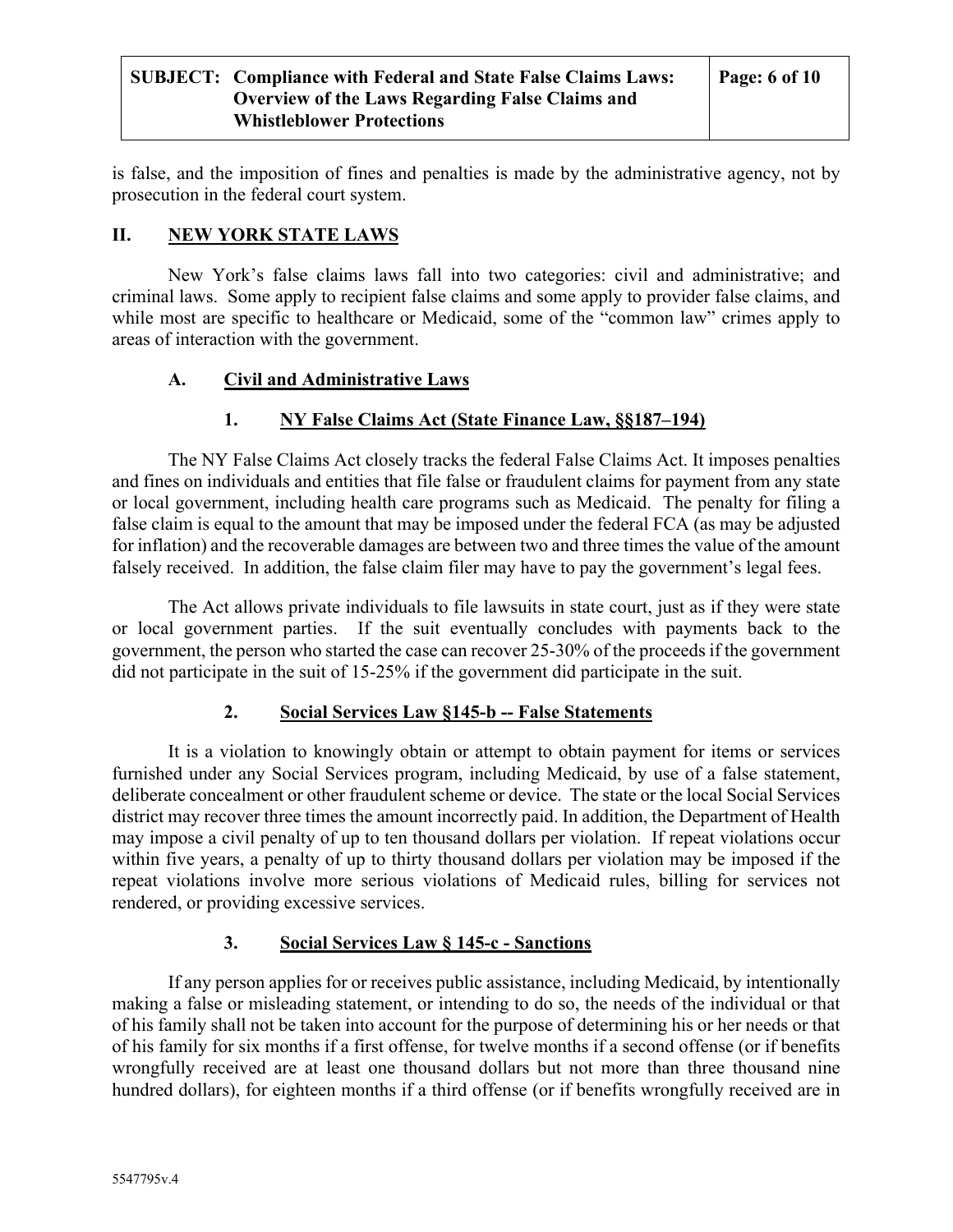is false, and the imposition of fines and penalties is made by the administrative agency, not by prosecution in the federal court system.

## II. NEW YORK STATE LAWS

New York's false claims laws fall into two categories: civil and administrative; and criminal laws. Some apply to recipient false claims and some apply to provider false claims, and while most are specific to healthcare or Medicaid, some of the "common law" crimes apply to areas of interaction with the government.

### A. Civil and Administrative Laws

#### 1. NY False Claims Act (State Finance Law, §§187–194)

The NY False Claims Act closely tracks the federal False Claims Act. It imposes penalties and fines on individuals and entities that file false or fraudulent claims for payment from any state or local government, including health care programs such as Medicaid. The penalty for filing a false claim is equal to the amount that may be imposed under the federal FCA (as may be adjusted for inflation) and the recoverable damages are between two and three times the value of the amount falsely received. In addition, the false claim filer may have to pay the government's legal fees.

The Act allows private individuals to file lawsuits in state court, just as if they were state or local government parties. If the suit eventually concludes with payments back to the government, the person who started the case can recover 25-30% of the proceeds if the government did not participate in the suit of 15-25% if the government did participate in the suit.

#### 2. Social Services Law §145-b -- False Statements

It is a violation to knowingly obtain or attempt to obtain payment for items or services furnished under any Social Services program, including Medicaid, by use of a false statement, deliberate concealment or other fraudulent scheme or device. The state or the local Social Services district may recover three times the amount incorrectly paid. In addition, the Department of Health may impose a civil penalty of up to ten thousand dollars per violation. If repeat violations occur within five years, a penalty of up to thirty thousand dollars per violation may be imposed if the repeat violations involve more serious violations of Medicaid rules, billing for services not rendered, or providing excessive services.

#### 3. Social Services Law § 145-c - Sanctions

If any person applies for or receives public assistance, including Medicaid, by intentionally making a false or misleading statement, or intending to do so, the needs of the individual or that of his family shall not be taken into account for the purpose of determining his or her needs or that of his family for six months if a first offense, for twelve months if a second offense (or if benefits wrongfully received are at least one thousand dollars but not more than three thousand nine hundred dollars), for eighteen months if a third offense (or if benefits wrongfully received are in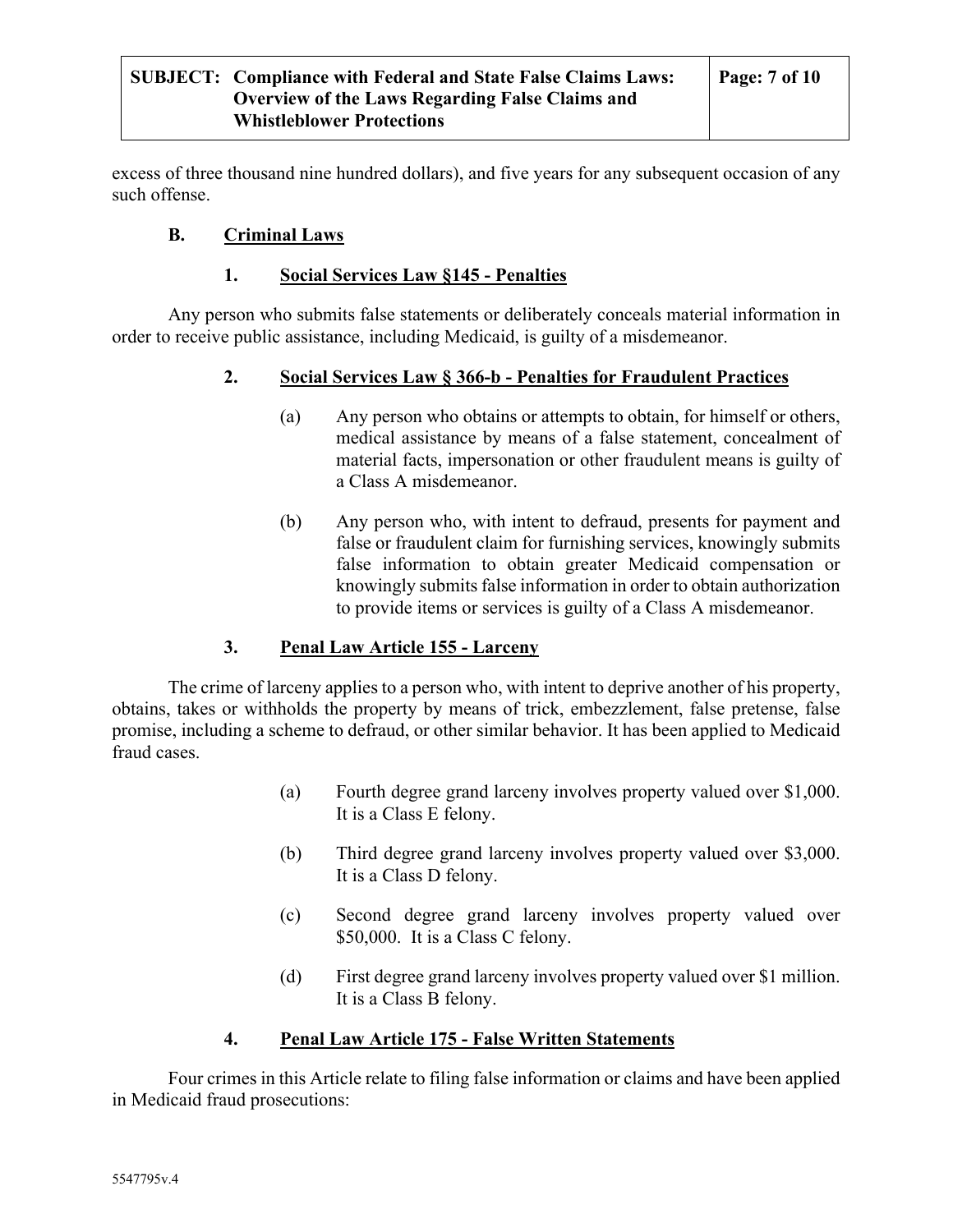excess of three thousand nine hundred dollars), and five years for any subsequent occasion of any such offense.

### B. Criminal Laws

#### 1. Social Services Law §145 - Penalties

Any person who submits false statements or deliberately conceals material information in order to receive public assistance, including Medicaid, is guilty of a misdemeanor.

#### 2. Social Services Law § 366-b - Penalties for Fraudulent Practices

(a) Any person who obtains or attempts to obtain, for himself or others, medical assistance by means of a false statement, concealment of material facts, impersonation or other fraudulent means is guilty of a Class A misdemeanor.

(b) Any person who, with intent to defraud, presents for payment and false or fraudulent claim for furnishing services, knowingly submits false information to obtain greater Medicaid compensation or knowingly submits false information in order to obtain authorization to provide items or services is guilty of a Class A misdemeanor.

#### 3. Penal Law Article 155 - Larceny

The crime of larceny applies to a person who, with intent to deprive another of his property, obtains, takes or withholds the property by means of trick, embezzlement, false pretense, false promise, including a scheme to defraud, or other similar behavior. It has been applied to Medicaid fraud cases.

(a) Fourth degree grand larceny involves property valued over $1,000. It is a Class E felony.

(b) Third degree grand larceny involves property valued over $3,000. It is a Class D felony.

(c) Second degree grand larceny involves property valued over $50,000. It is a Class C felony.

(d) First degree grand larceny involves property valued over $1 million. It is a Class B felony.

#### 4. Penal Law Article 175 - False Written Statements

Four crimes in this Article relate to filing false information or claims and have been applied in Medicaid fraud prosecutions: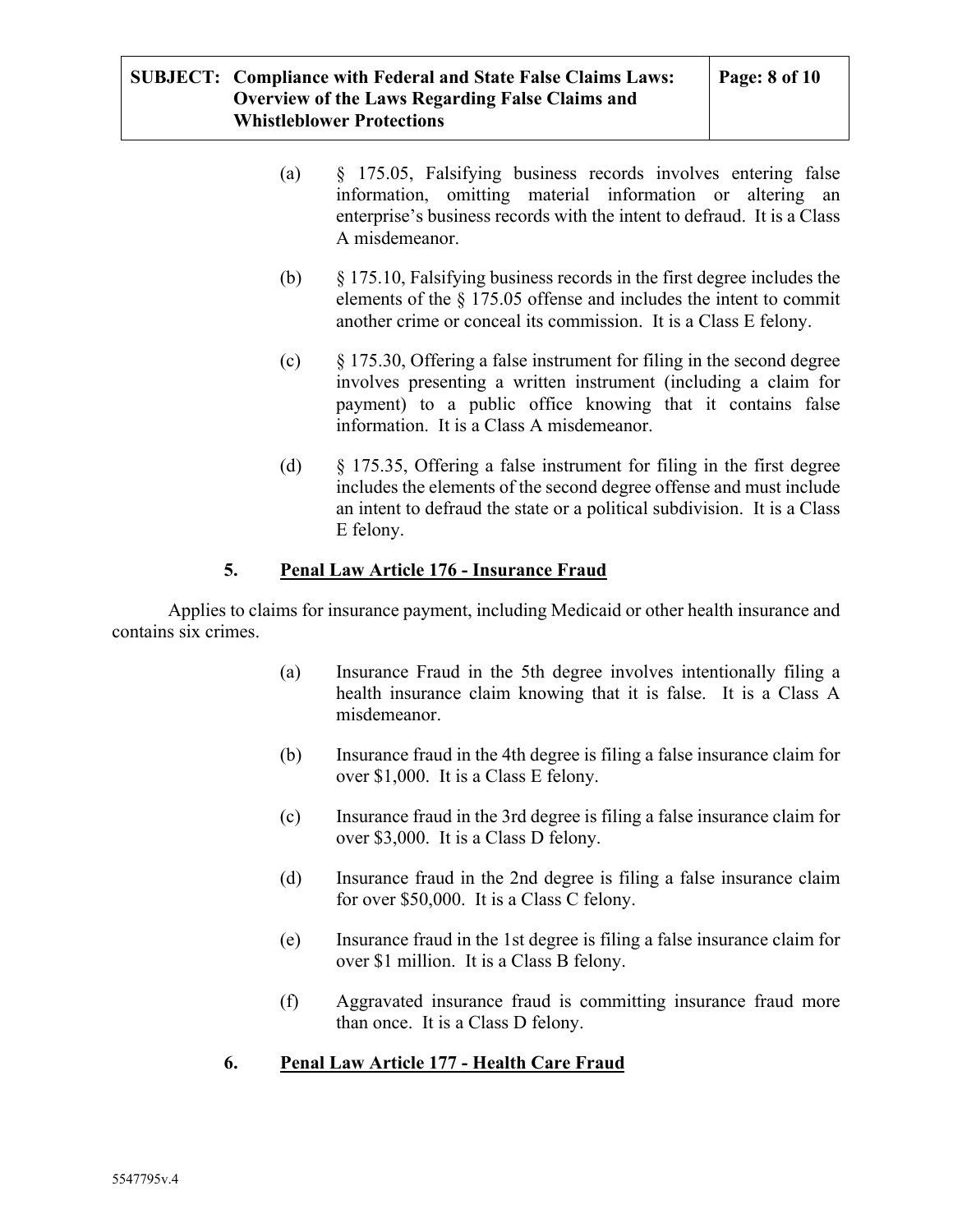(a) § 175.05, Falsifying business records involves entering false information, omitting material information or altering an enterprise's business records with the intent to defraud. It is a Class A misdemeanor.

(b) § 175.10, Falsifying business records in the first degree includes the elements of the § 175.05 offense and includes the intent to commit another crime or conceal its commission. It is a Class E felony.

(c) § 175.30, Offering a false instrument for filing in the second degree involves presenting a written instrument (including a claim for payment) to a public office knowing that it contains false information. It is a Class A misdemeanor.

(d) § 175.35, Offering a false instrument for filing in the first degree includes the elements of the second degree offense and must include an intent to defraud the state or a political subdivision. It is a Class E felony.

### 5. Penal Law Article 176 - Insurance Fraud

Applies to claims for insurance payment, including Medicaid or other health insurance and contains six crimes.

(a) Insurance Fraud in the 5th degree involves intentionally filing a health insurance claim knowing that it is false. It is a Class A misdemeanor.

(b) Insurance fraud in the 4th degree is filing a false insurance claim for over $1,000. It is a Class E felony.

(c) Insurance fraud in the 3rd degree is filing a false insurance claim for over $3,000. It is a Class D felony.

(d) Insurance fraud in the 2nd degree is filing a false insurance claim for over $50,000. It is a Class C felony.

(e) Insurance fraud in the 1st degree is filing a false insurance claim for over $1 million. It is a Class B felony.

(f) Aggravated insurance fraud is committing insurance fraud more than once. It is a Class D felony.

### 6. Penal Law Article 177 - Health Care Fraud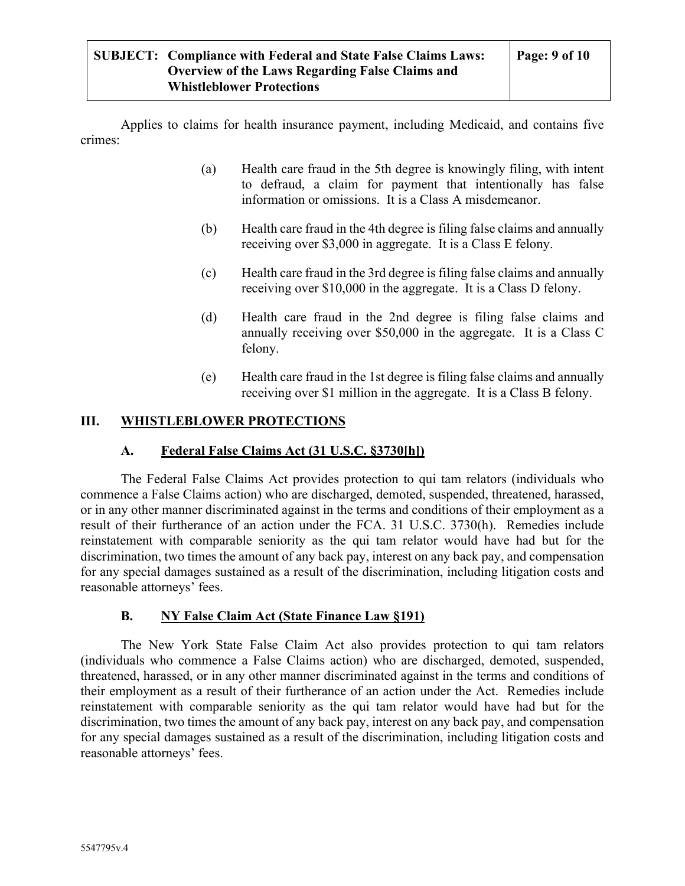Applies to claims for health insurance payment, including Medicaid, and contains five crimes:

(a) Health care fraud in the 5th degree is knowingly filing, with intent to defraud, a claim for payment that intentionally has false information or omissions. It is a Class A misdemeanor.

(b) Health care fraud in the 4th degree is filing false claims and annually receiving over $3,000 in aggregate. It is a Class E felony.

(c) Health care fraud in the 3rd degree is filing false claims and annually receiving over $10,000 in the aggregate. It is a Class D felony.

(d) Health care fraud in the 2nd degree is filing false claims and annually receiving over $50,000 in the aggregate. It is a Class C felony.

(e) Health care fraud in the 1st degree is filing false claims and annually receiving over $1 million in the aggregate. It is a Class B felony.

## III. WHISTLEBLOWER PROTECTIONS

### A. Federal False Claims Act (31 U.S.C. §3730[h])

The Federal False Claims Act provides protection to qui tam relators (individuals who commence a False Claims action) who are discharged, demoted, suspended, threatened, harassed, or in any other manner discriminated against in the terms and conditions of their employment as a result of their furtherance of an action under the FCA. 31 U.S.C. 3730(h). Remedies include reinstatement with comparable seniority as the qui tam relator would have had but for the discrimination, two times the amount of any back pay, interest on any back pay, and compensation for any special damages sustained as a result of the discrimination, including litigation costs and reasonable attorneys' fees.

### B. NY False Claim Act (State Finance Law §191)

The New York State False Claim Act also provides protection to qui tam relators (individuals who commence a False Claims action) who are discharged, demoted, suspended, threatened, harassed, or in any other manner discriminated against in the terms and conditions of their employment as a result of their furtherance of an action under the Act. Remedies include reinstatement with comparable seniority as the qui tam relator would have had but for the discrimination, two times the amount of any back pay, interest on any back pay, and compensation for any special damages sustained as a result of the discrimination, including litigation costs and reasonable attorneys' fees.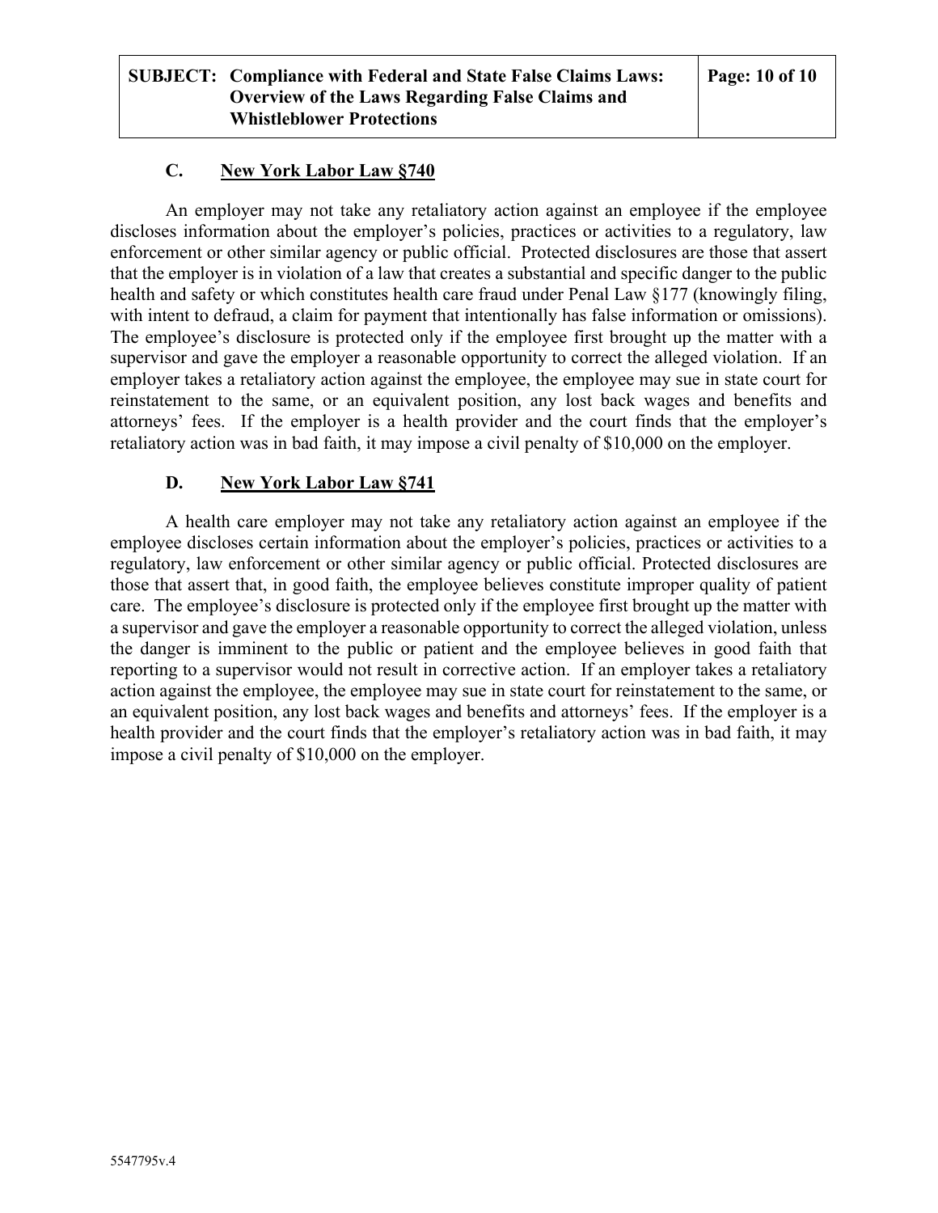### C. New York Labor Law §740

An employer may not take any retaliatory action against an employee if the employee discloses information about the employer's policies, practices or activities to a regulatory, law enforcement or other similar agency or public official. Protected disclosures are those that assert that the employer is in violation of a law that creates a substantial and specific danger to the public health and safety or which constitutes health care fraud under Penal Law §177 (knowingly filing, with intent to defraud, a claim for payment that intentionally has false information or omissions). The employee's disclosure is protected only if the employee first brought up the matter with a supervisor and gave the employer a reasonable opportunity to correct the alleged violation. If an employer takes a retaliatory action against the employee, the employee may sue in state court for reinstatement to the same, or an equivalent position, any lost back wages and benefits and attorneys' fees. If the employer is a health provider and the court finds that the employer's retaliatory action was in bad faith, it may impose a civil penalty of $10,000 on the employer.

### D. New York Labor Law §741

A health care employer may not take any retaliatory action against an employee if the employee discloses certain information about the employer's policies, practices or activities to a regulatory, law enforcement or other similar agency or public official. Protected disclosures are those that assert that, in good faith, the employee believes constitute improper quality of patient care. The employee's disclosure is protected only if the employee first brought up the matter with a supervisor and gave the employer a reasonable opportunity to correct the alleged violation, unless the danger is imminent to the public or patient and the employee believes in good faith that reporting to a supervisor would not result in corrective action. If an employer takes a retaliatory action against the employee, the employee may sue in state court for reinstatement to the same, or an equivalent position, any lost back wages and benefits and attorneys' fees. If the employer is a health provider and the court finds that the employer's retaliatory action was in bad faith, it may impose a civil penalty of $10,000 on the employer.